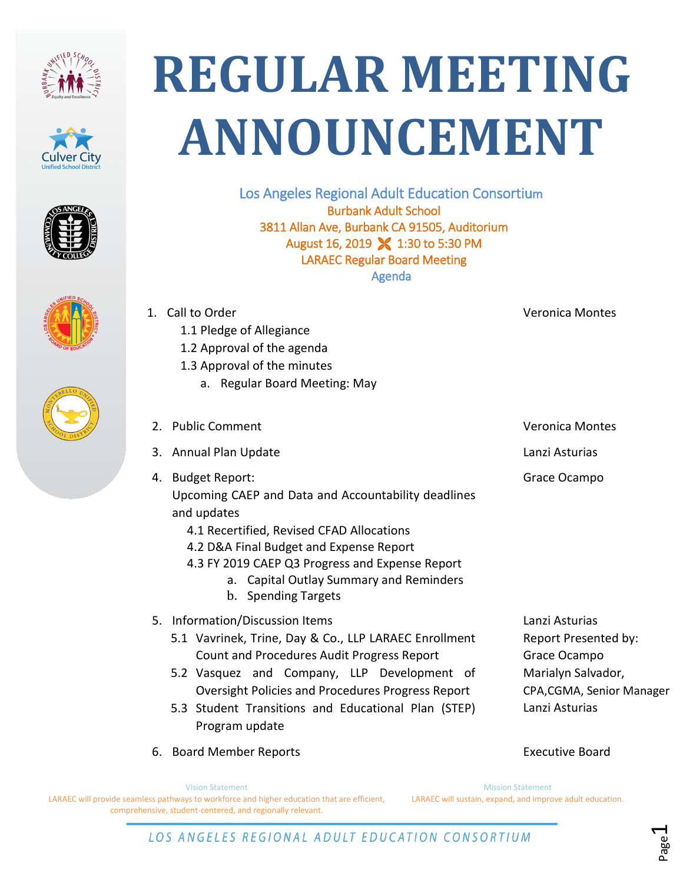# REGULAR MEETING ANNOUNCEMENT

Los Angeles Regional Adult Education Consortium
Burbank Adult School
3811 Allan Ave, Burbank CA 91505, Auditorium
August 16, 2019 1:30 to 5:30 PM
LARAEC Regular Board Meeting
Agenda

1. Call to Order — Veronica Montes
   - 1.1 Pledge of Allegiance
   - 1.2 Approval of the agenda
   - 1.3 Approval of the minutes
     - a. Regular Board Meeting: May

2. Public Comment — Veronica Montes

3. Annual Plan Update — Lanzi Asturias

4. Budget Report: — Grace Ocampo
   Upcoming CAEP and Data and Accountability deadlines and updates
   - 4.1 Recertified, Revised CFAD Allocations
   - 4.2 D&A Final Budget and Expense Report
   - 4.3 FY 2019 CAEP Q3 Progress and Expense Report
     - a. Capital Outlay Summary and Reminders
     - b. Spending Targets

5. Information/Discussion Items — Lanzi Asturias
   - 5.1 Vavrinek, Trine, Day & Co., LLP LARAEC Enrollment Count and Procedures Audit Progress Report — Report Presented by: Grace Ocampo
   - 5.2 Vasquez and Company, LLP Development of Oversight Policies and Procedures Progress Report — Marialyn Salvador, CPA,CGMA, Senior Manager
   - 5.3 Student Transitions and Educational Plan (STEP) Program update — Lanzi Asturias

6. Board Member Reports — Executive Board

Vision Statement
LARAEC will provide seamless pathways to workforce and higher education that are efficient, comprehensive, student-centered, and regionally relevant.

Mission Statement
LARAEC will sustain, expand, and improve adult education.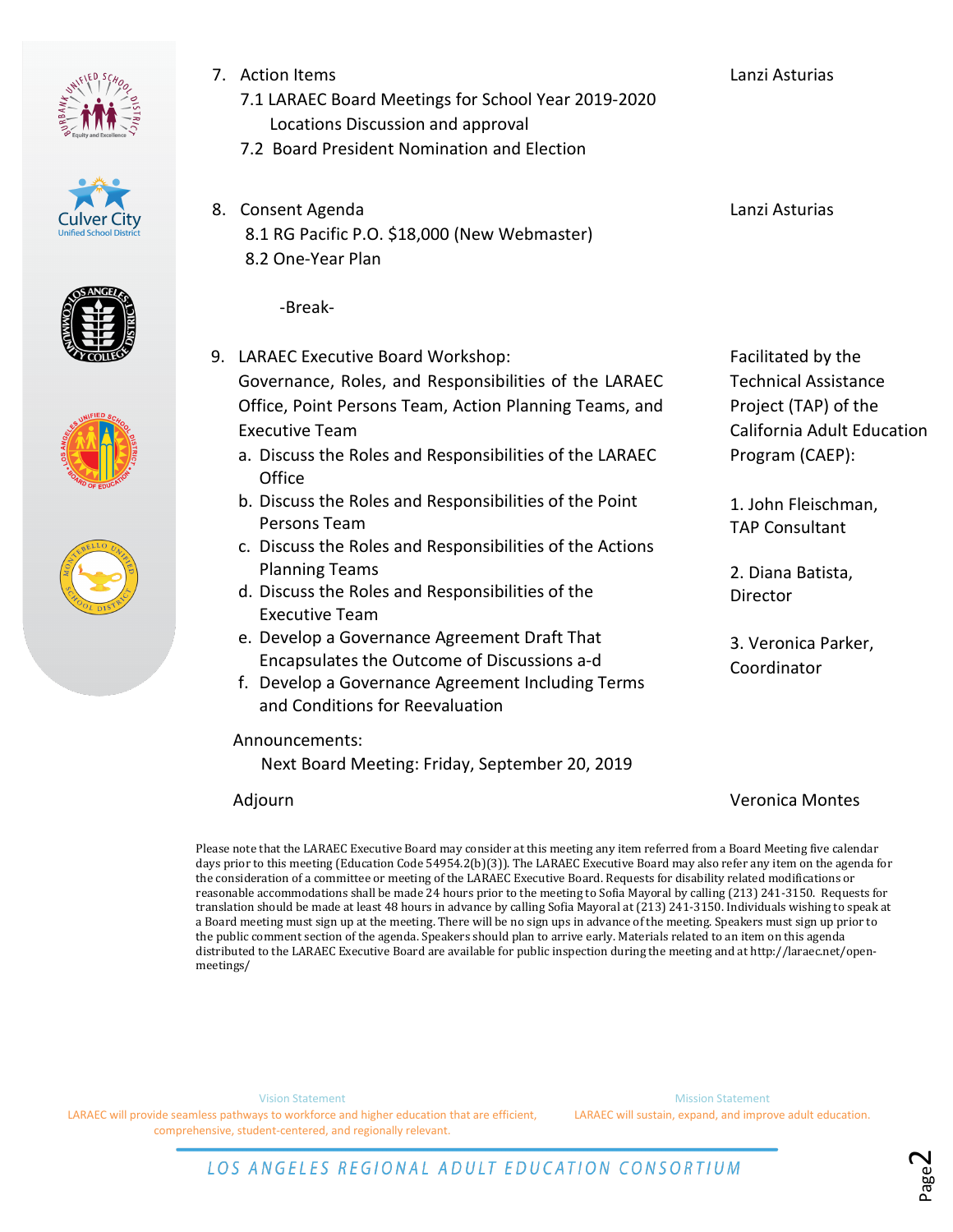7. Action Items — Lanzi Asturias
   - 7.1 LARAEC Board Meetings for School Year 2019-2020 Locations Discussion and approval
   - 7.2 Board President Nomination and Election

8. Consent Agenda — Lanzi Asturias
   - 8.1 RG Pacific P.O. $18,000 (New Webmaster)
   - 8.2 One-Year Plan

-Break-

9. LARAEC Executive Board Workshop: Governance, Roles, and Responsibilities of the LARAEC Office, Point Persons Team, Action Planning Teams, and Executive Team
   - a. Discuss the Roles and Responsibilities of the LARAEC Office
   - b. Discuss the Roles and Responsibilities of the Point Persons Team
   - c. Discuss the Roles and Responsibilities of the Actions Planning Teams
   - d. Discuss the Roles and Responsibilities of the Executive Team
   - e. Develop a Governance Agreement Draft That Encapsulates the Outcome of Discussions a-d
   - f. Develop a Governance Agreement Including Terms and Conditions for Reevaluation

   Facilitated by the Technical Assistance Project (TAP) of the California Adult Education Program (CAEP):

   1. John Fleischman, TAP Consultant
   2. Diana Batista, Director
   3. Veronica Parker, Coordinator

Announcements:

Next Board Meeting: Friday, September 20, 2019

Adjourn — Veronica Montes

Please note that the LARAEC Executive Board may consider at this meeting any item referred from a Board Meeting five calendar days prior to this meeting (Education Code 54954.2(b)(3)). The LARAEC Executive Board may also refer any item on the agenda for the consideration of a committee or meeting of the LARAEC Executive Board. Requests for disability related modifications or reasonable accommodations shall be made 24 hours prior to the meeting to Sofia Mayoral by calling (213) 241-3150. Requests for translation should be made at least 48 hours in advance by calling Sofia Mayoral at (213) 241-3150. Individuals wishing to speak at a Board meeting must sign up at the meeting. There will be no sign ups in advance of the meeting. Speakers must sign up prior to the public comment section of the agenda. Speakers should plan to arrive early. Materials related to an item on this agenda distributed to the LARAEC Executive Board are available for public inspection during the meeting and at http://laraec.net/open-meetings/

Vision Statement
LARAEC will provide seamless pathways to workforce and higher education that are efficient, comprehensive, student-centered, and regionally relevant.

Mission Statement
LARAEC will sustain, expand, and improve adult education.